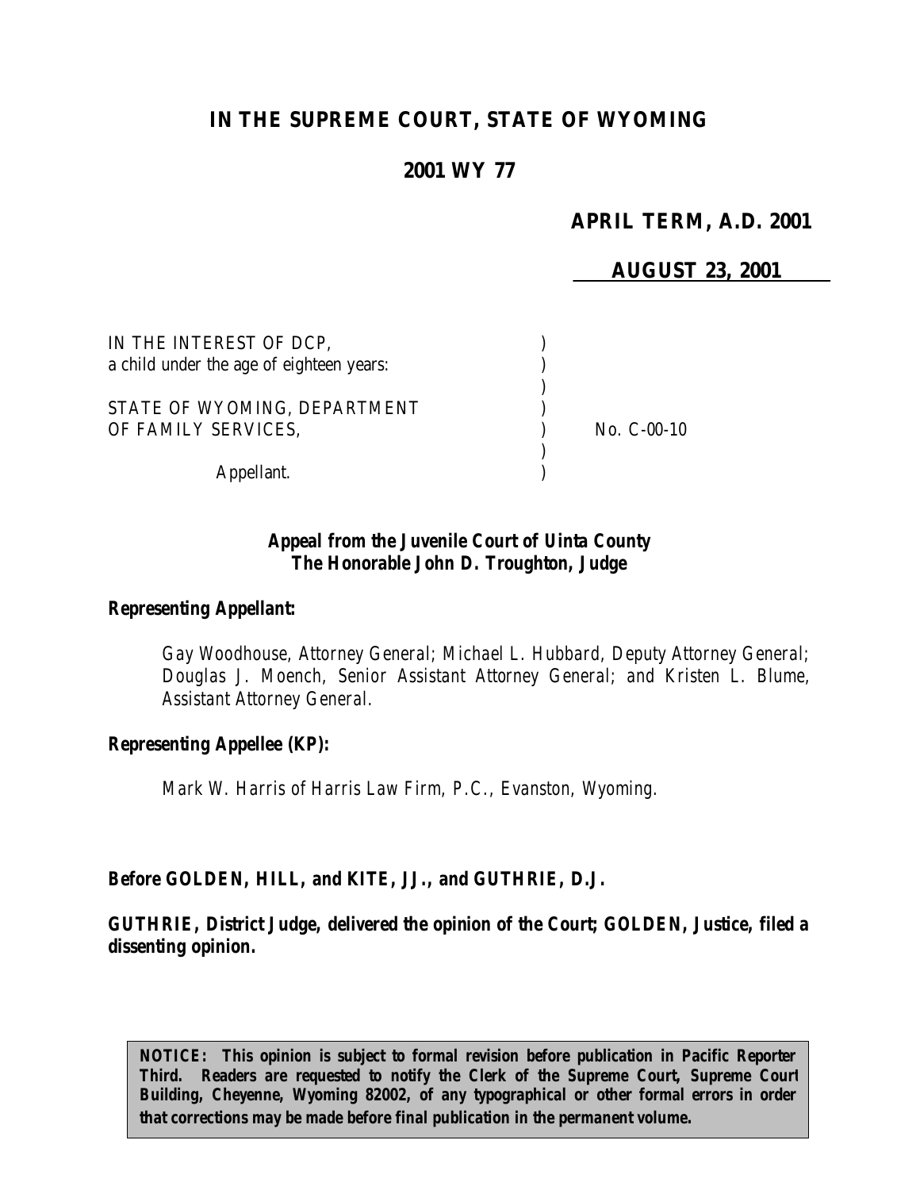# IN THE SUPREME COURT, STATE OF WYOMING

## 2001 WY 77

**APRIL TERM, A.D. 2001**

**AUGUST 23, 2001**

IN THE INTEREST OF DCP,
a child under the age of eighteen years:

STATE OF WYOMING, DEPARTMENT OF FAMILY SERVICES,

Appellant.

No. C-00-10

**Appeal from the Juvenile Court of Uinta County**
**The Honorable John D. Troughton, Judge**

**Representing Appellant:**

Gay Woodhouse, Attorney General; Michael L. Hubbard, Deputy Attorney General; Douglas J. Moench, Senior Assistant Attorney General; and Kristen L. Blume, Assistant Attorney General.

**Representing Appellee (KP):**

Mark W. Harris of Harris Law Firm, P.C., Evanston, Wyoming.

**Before GOLDEN, HILL, and KITE, JJ., and GUTHRIE, D.J.**

**GUTHRIE, District Judge, delivered the opinion of the Court; GOLDEN, Justice, filed a dissenting opinion.**

**NOTICE: This opinion is subject to formal revision before publication in Pacific Reporter Third. Readers are requested to notify the Clerk of the Supreme Court, Supreme Court Building, Cheyenne, Wyoming 82002, of any typographical or other formal errors in order that corrections may be made before final publication in the permanent volume.**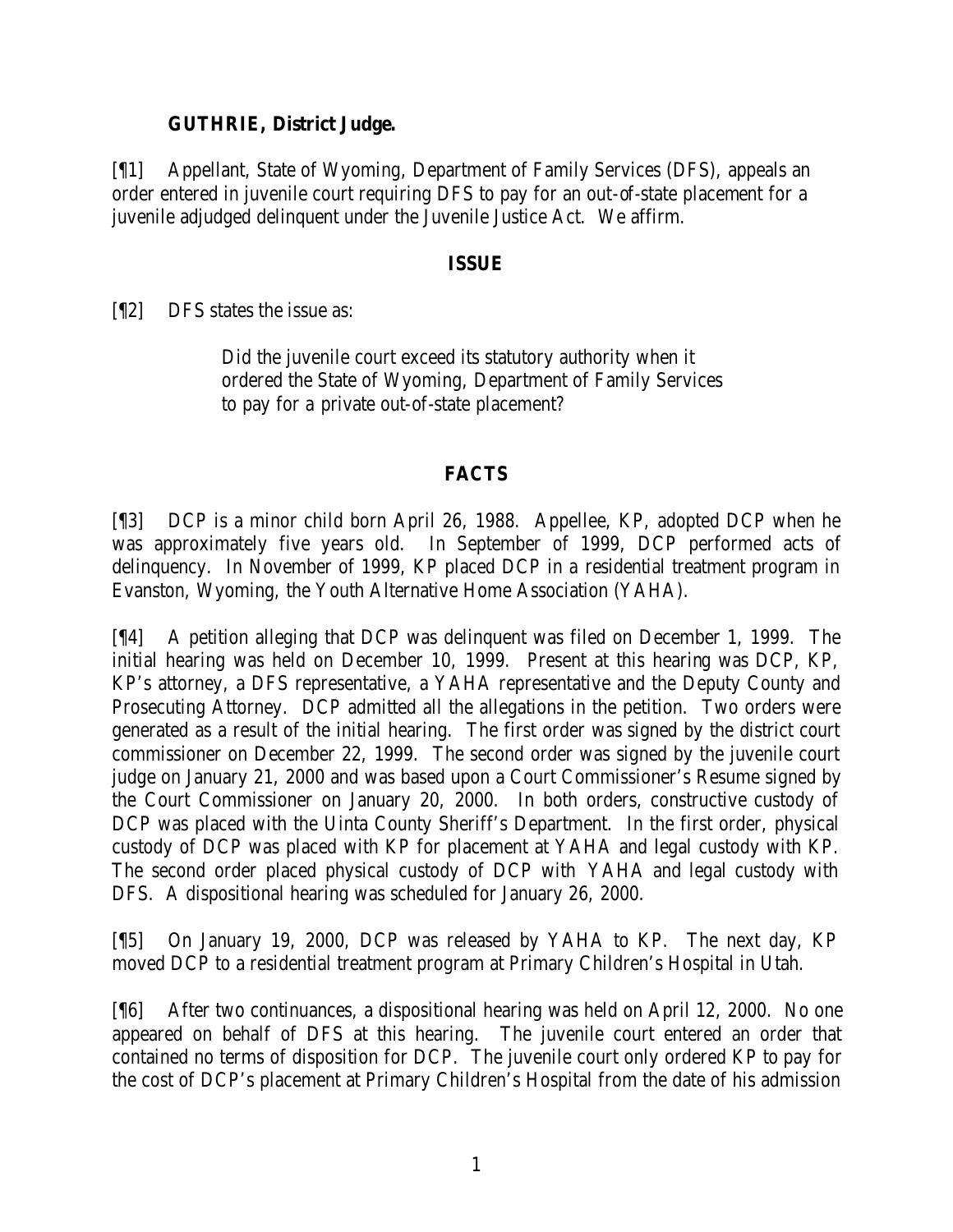**GUTHRIE, District Judge.**

[¶1] Appellant, State of Wyoming, Department of Family Services (DFS), appeals an order entered in juvenile court requiring DFS to pay for an out-of-state placement for a juvenile adjudged delinquent under the Juvenile Justice Act. We affirm.

## ISSUE

[¶2] DFS states the issue as:

> Did the juvenile court exceed its statutory authority when it ordered the State of Wyoming, Department of Family Services to pay for a private out-of-state placement?

## FACTS

[¶3] DCP is a minor child born April 26, 1988. Appellee, KP, adopted DCP when he was approximately five years old. In September of 1999, DCP performed acts of delinquency. In November of 1999, KP placed DCP in a residential treatment program in Evanston, Wyoming, the Youth Alternative Home Association (YAHA).

[¶4] A petition alleging that DCP was delinquent was filed on December 1, 1999. The initial hearing was held on December 10, 1999. Present at this hearing was DCP, KP, KP's attorney, a DFS representative, a YAHA representative and the Deputy County and Prosecuting Attorney. DCP admitted all the allegations in the petition. Two orders were generated as a result of the initial hearing. The first order was signed by the district court commissioner on December 22, 1999. The second order was signed by the juvenile court judge on January 21, 2000 and was based upon a Court Commissioner's Resume signed by the Court Commissioner on January 20, 2000. In both orders, constructive custody of DCP was placed with the Uinta County Sheriff's Department. In the first order, physical custody of DCP was placed with KP for placement at YAHA and legal custody with KP. The second order placed physical custody of DCP with YAHA and legal custody with DFS. A dispositional hearing was scheduled for January 26, 2000.

[¶5] On January 19, 2000, DCP was released by YAHA to KP. The next day, KP moved DCP to a residential treatment program at Primary Children's Hospital in Utah.

[¶6] After two continuances, a dispositional hearing was held on April 12, 2000. No one appeared on behalf of DFS at this hearing. The juvenile court entered an order that contained no terms of disposition for DCP. The juvenile court only ordered KP to pay for the cost of DCP's placement at Primary Children's Hospital from the date of his admission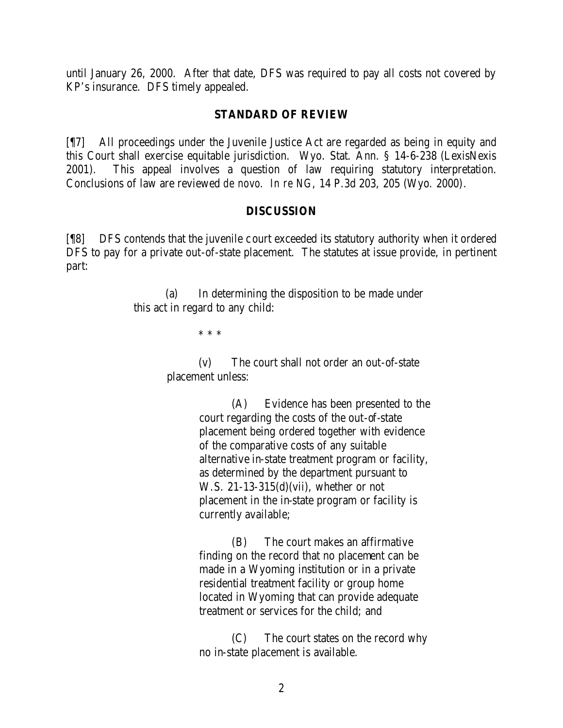until January 26, 2000. After that date, DFS was required to pay all costs not covered by KP's insurance. DFS timely appealed.

## STANDARD OF REVIEW

[¶7] All proceedings under the Juvenile Justice Act are regarded as being in equity and this Court shall exercise equitable jurisdiction. Wyo. Stat. Ann. § 14-6-238 (LexisNexis 2001). This appeal involves a question of law requiring statutory interpretation. Conclusions of law are reviewed *de novo*. *In re NG*, 14 P.3d 203, 205 (Wyo. 2000).

## DISCUSSION

[¶8] DFS contends that the juvenile court exceeded its statutory authority when it ordered DFS to pay for a private out-of-state placement. The statutes at issue provide, in pertinent part:

> (a) In determining the disposition to be made under this act in regard to any child:
>
> \* \* \*
>
> (v) The court shall not order an out-of-state placement unless:
>
> (A) Evidence has been presented to the court regarding the costs of the out-of-state placement being ordered together with evidence of the comparative costs of any suitable alternative in-state treatment program or facility, as determined by the department pursuant to W.S. 21-13-315(d)(vii), whether or not placement in the in-state program or facility is currently available;
>
> (B) The court makes an affirmative finding on the record that no placement can be made in a Wyoming institution or in a private residential treatment facility or group home located in Wyoming that can provide adequate treatment or services for the child; and
>
> (C) The court states on the record why no in-state placement is available.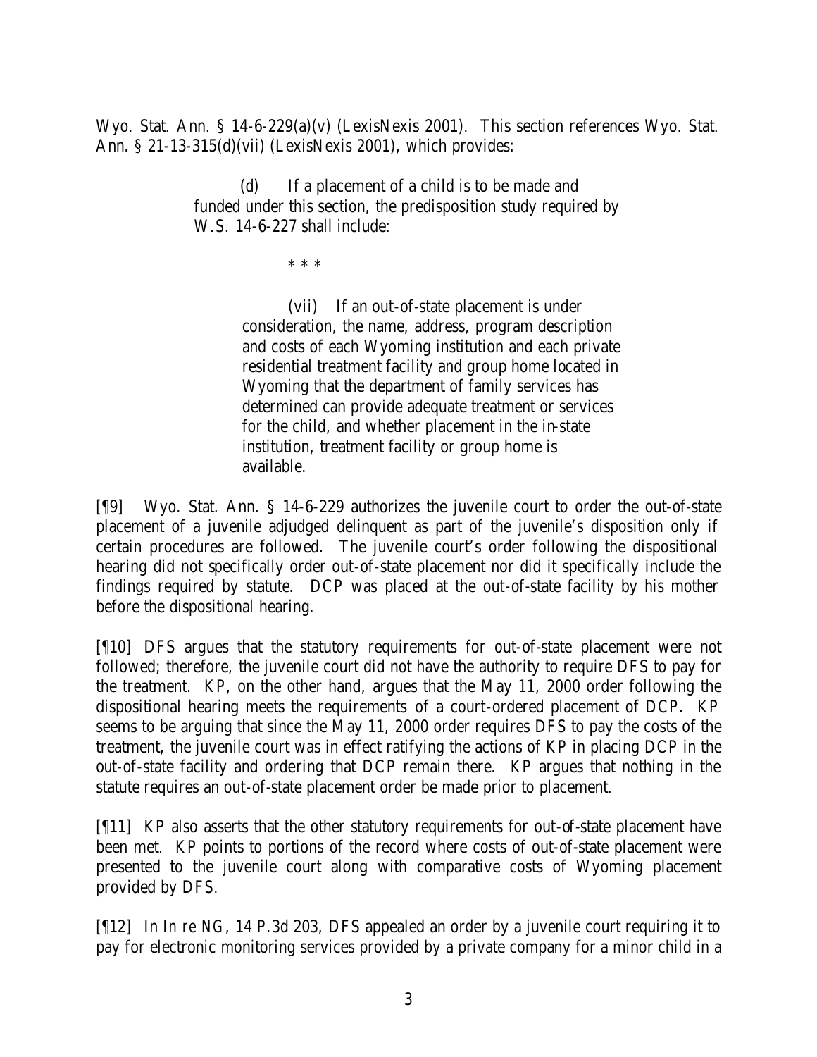Wyo. Stat. Ann. § 14-6-229(a)(v) (LexisNexis 2001). This section references Wyo. Stat. Ann. § 21-13-315(d)(vii) (LexisNexis 2001), which provides:

> (d) If a placement of a child is to be made and funded under this section, the predisposition study required by W.S. 14-6-227 shall include:
>
> \* \* \*
>
> (vii) If an out-of-state placement is under consideration, the name, address, program description and costs of each Wyoming institution and each private residential treatment facility and group home located in Wyoming that the department of family services has determined can provide adequate treatment or services for the child, and whether placement in the in-state institution, treatment facility or group home is available.

[¶9] Wyo. Stat. Ann. § 14-6-229 authorizes the juvenile court to order the out-of-state placement of a juvenile adjudged delinquent as part of the juvenile's disposition only if certain procedures are followed. The juvenile court's order following the dispositional hearing did not specifically order out-of-state placement nor did it specifically include the findings required by statute. DCP was placed at the out-of-state facility by his mother before the dispositional hearing.

[¶10] DFS argues that the statutory requirements for out-of-state placement were not followed; therefore, the juvenile court did not have the authority to require DFS to pay for the treatment. KP, on the other hand, argues that the May 11, 2000 order following the dispositional hearing meets the requirements of a court-ordered placement of DCP. KP seems to be arguing that since the May 11, 2000 order requires DFS to pay the costs of the treatment, the juvenile court was in effect ratifying the actions of KP in placing DCP in the out-of-state facility and ordering that DCP remain there. KP argues that nothing in the statute requires an out-of-state placement order be made prior to placement.

[¶11] KP also asserts that the other statutory requirements for out-of-state placement have been met. KP points to portions of the record where costs of out-of-state placement were presented to the juvenile court along with comparative costs of Wyoming placement provided by DFS.

[¶12] In *In re NG*, 14 P.3d 203, DFS appealed an order by a juvenile court requiring it to pay for electronic monitoring services provided by a private company for a minor child in a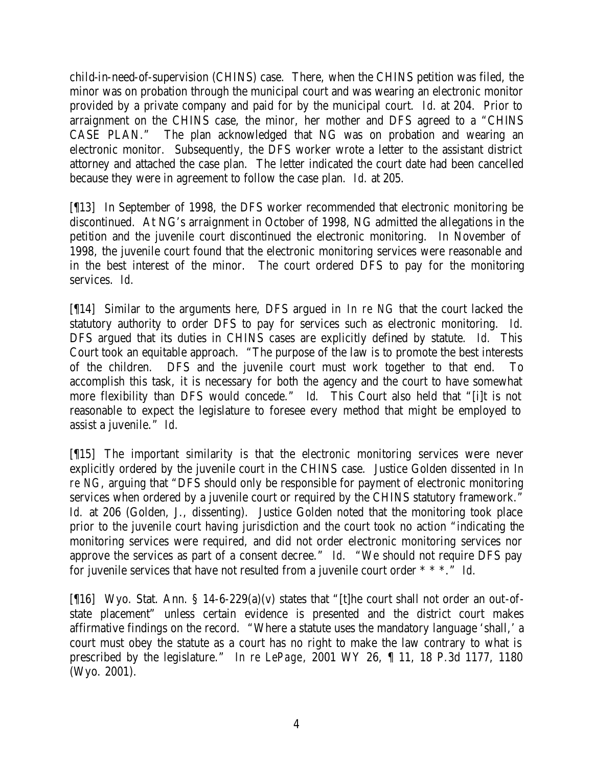child-in-need-of-supervision (CHINS) case. There, when the CHINS petition was filed, the minor was on probation through the municipal court and was wearing an electronic monitor provided by a private company and paid for by the municipal court. *Id.* at 204. Prior to arraignment on the CHINS case, the minor, her mother and DFS agreed to a "CHINS CASE PLAN." The plan acknowledged that NG was on probation and wearing an electronic monitor. Subsequently, the DFS worker wrote a letter to the assistant district attorney and attached the case plan. The letter indicated the court date had been cancelled because they were in agreement to follow the case plan. *Id.* at 205.

[¶13] In September of 1998, the DFS worker recommended that electronic monitoring be discontinued. At NG's arraignment in October of 1998, NG admitted the allegations in the petition and the juvenile court discontinued the electronic monitoring. In November of 1998, the juvenile court found that the electronic monitoring services were reasonable and in the best interest of the minor. The court ordered DFS to pay for the monitoring services. *Id.*

[¶14] Similar to the arguments here, DFS argued in *In re NG* that the court lacked the statutory authority to order DFS to pay for services such as electronic monitoring. *Id.* DFS argued that its duties in CHINS cases are explicitly defined by statute. *Id.* This Court took an equitable approach. "The purpose of the law is to promote the best interests of the children. DFS and the juvenile court must work together to that end. To accomplish this task, it is necessary for both the agency and the court to have somewhat more flexibility than DFS would concede." *Id.* This Court also held that "[i]t is not reasonable to expect the legislature to foresee every method that might be employed to assist a juvenile." *Id.*

[¶15] The important similarity is that the electronic monitoring services were never explicitly ordered by the juvenile court in the CHINS case. Justice Golden dissented in *In re NG*, arguing that "DFS should only be responsible for payment of electronic monitoring services when ordered by a juvenile court or required by the CHINS statutory framework." *Id.* at 206 (Golden, J., dissenting). Justice Golden noted that the monitoring took place prior to the juvenile court having jurisdiction and the court took no action "indicating the monitoring services were required, and did not order electronic monitoring services nor approve the services as part of a consent decree." *Id.* "We should not require DFS pay for juvenile services that have not resulted from a juvenile court order * * *." *Id.*

[¶16] Wyo. Stat. Ann. § 14-6-229(a)(v) states that "[t]he court shall not order an out-of-state placement" unless certain evidence is presented and the district court makes affirmative findings on the record. "Where a statute uses the mandatory language 'shall,' a court must obey the statute as a court has no right to make the law contrary to what is prescribed by the legislature." *In re LePage*, 2001 WY 26, ¶ 11, 18 P.3d 1177, 1180 (Wyo. 2001).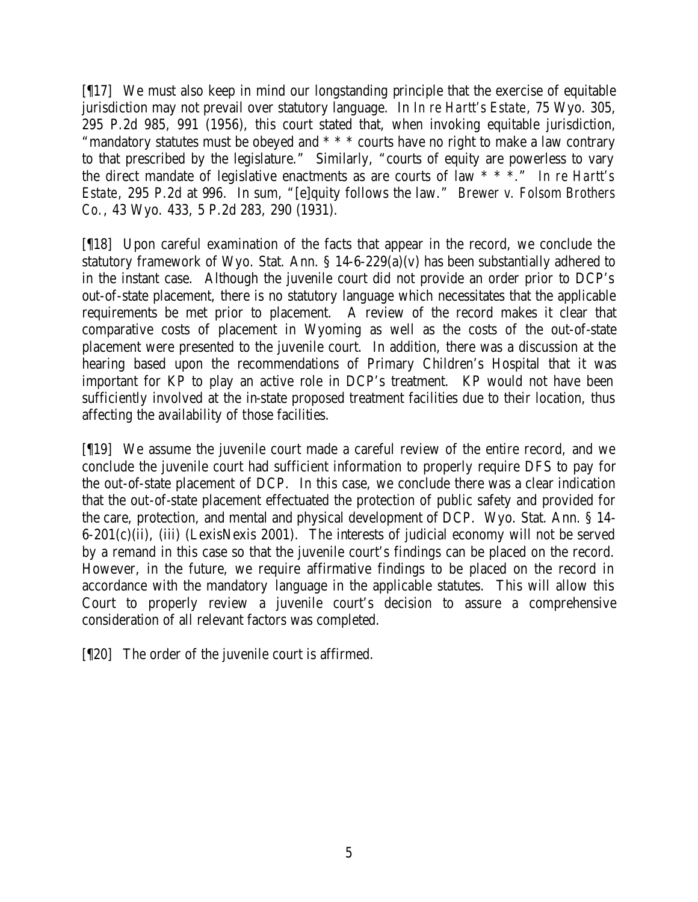[¶17] We must also keep in mind our longstanding principle that the exercise of equitable jurisdiction may not prevail over statutory language. In *In re Hartt's Estate*, 75 Wyo. 305, 295 P.2d 985, 991 (1956), this court stated that, when invoking equitable jurisdiction, "mandatory statutes must be obeyed and * * * courts have no right to make a law contrary to that prescribed by the legislature." Similarly, "courts of equity are powerless to vary the direct mandate of legislative enactments as are courts of law * * *." *In re Hartt's Estate*, 295 P.2d at 996. In sum, "[e]quity follows the law." *Brewer v. Folsom Brothers Co.*, 43 Wyo. 433, 5 P.2d 283, 290 (1931).

[¶18] Upon careful examination of the facts that appear in the record, we conclude the statutory framework of Wyo. Stat. Ann. § 14-6-229(a)(v) has been substantially adhered to in the instant case. Although the juvenile court did not provide an order prior to DCP's out-of-state placement, there is no statutory language which necessitates that the applicable requirements be met prior to placement. A review of the record makes it clear that comparative costs of placement in Wyoming as well as the costs of the out-of-state placement were presented to the juvenile court. In addition, there was a discussion at the hearing based upon the recommendations of Primary Children's Hospital that it was important for KP to play an active role in DCP's treatment. KP would not have been sufficiently involved at the in-state proposed treatment facilities due to their location, thus affecting the availability of those facilities.

[¶19] We assume the juvenile court made a careful review of the entire record, and we conclude the juvenile court had sufficient information to properly require DFS to pay for the out-of-state placement of DCP. In this case, we conclude there was a clear indication that the out-of-state placement effectuated the protection of public safety and provided for the care, protection, and mental and physical development of DCP. Wyo. Stat. Ann. § 14-6-201(c)(ii), (iii) (LexisNexis 2001). The interests of judicial economy will not be served by a remand in this case so that the juvenile court's findings can be placed on the record. However, in the future, we require affirmative findings to be placed on the record in accordance with the mandatory language in the applicable statutes. This will allow this Court to properly review a juvenile court's decision to assure a comprehensive consideration of all relevant factors was completed.

[¶20] The order of the juvenile court is affirmed.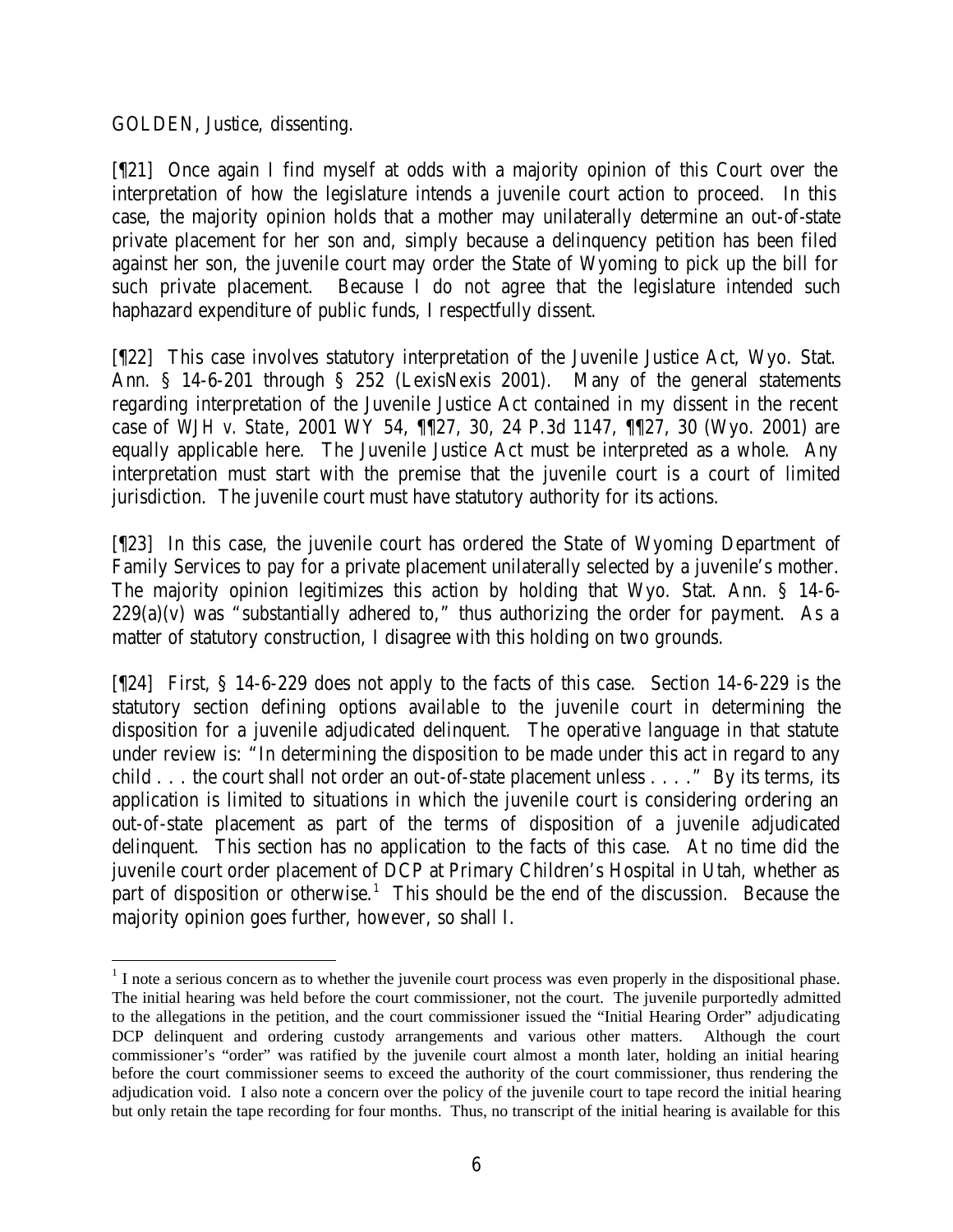GOLDEN, Justice, dissenting.

[¶21] Once again I find myself at odds with a majority opinion of this Court over the interpretation of how the legislature intends a juvenile court action to proceed. In this case, the majority opinion holds that a mother may unilaterally determine an out-of-state private placement for her son and, simply because a delinquency petition has been filed against her son, the juvenile court may order the State of Wyoming to pick up the bill for such private placement. Because I do not agree that the legislature intended such haphazard expenditure of public funds, I respectfully dissent.

[¶22] This case involves statutory interpretation of the Juvenile Justice Act, Wyo. Stat. Ann. § 14-6-201 through § 252 (LexisNexis 2001). Many of the general statements regarding interpretation of the Juvenile Justice Act contained in my dissent in the recent case of *WJH v. State*, 2001 WY 54, ¶¶27, 30, 24 P.3d 1147, ¶¶27, 30 (Wyo. 2001) are equally applicable here. The Juvenile Justice Act must be interpreted as a whole. Any interpretation must start with the premise that the juvenile court is a court of limited jurisdiction. The juvenile court must have statutory authority for its actions.

[¶23] In this case, the juvenile court has ordered the State of Wyoming Department of Family Services to pay for a private placement unilaterally selected by a juvenile's mother. The majority opinion legitimizes this action by holding that Wyo. Stat. Ann. § 14-6-229(a)(v) was "substantially adhered to," thus authorizing the order for payment. As a matter of statutory construction, I disagree with this holding on two grounds.

[¶24] First, § 14-6-229 does not apply to the facts of this case. Section 14-6-229 is the statutory section defining options available to the juvenile court in determining the disposition for a juvenile adjudicated delinquent. The operative language in that statute under review is: "In determining the disposition to be made under this act in regard to any child . . . the court shall not order an out-of-state placement unless . . . ." By its terms, its application is limited to situations in which the juvenile court is considering ordering an out-of-state placement as part of the terms of disposition of a juvenile adjudicated delinquent. This section has no application to the facts of this case. At no time did the juvenile court order placement of DCP at Primary Children's Hospital in Utah, whether as part of disposition or otherwise.[1] This should be the end of the discussion. Because the majority opinion goes further, however, so shall I.

[1] I note a serious concern as to whether the juvenile court process was even properly in the dispositional phase. The initial hearing was held before the court commissioner, not the court. The juvenile purportedly admitted to the allegations in the petition, and the court commissioner issued the "Initial Hearing Order" adjudicating DCP delinquent and ordering custody arrangements and various other matters. Although the court commissioner's "order" was ratified by the juvenile court almost a month later, holding an initial hearing before the court commissioner seems to exceed the authority of the court commissioner, thus rendering the adjudication void. I also note a concern over the policy of the juvenile court to tape record the initial hearing but only retain the tape recording for four months. Thus, no transcript of the initial hearing is available for this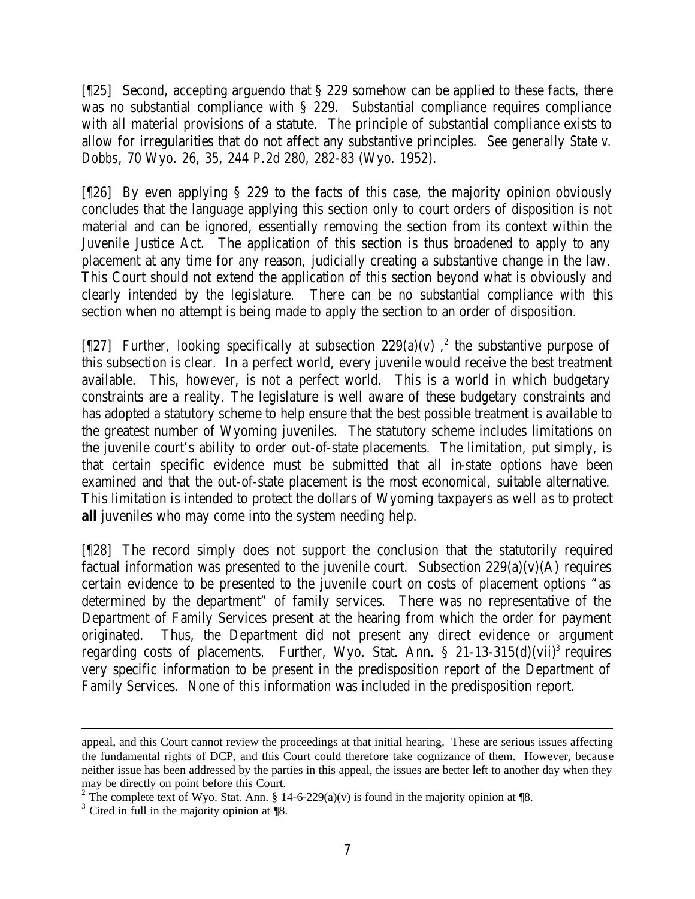[¶25] Second, accepting arguendo that § 229 somehow can be applied to these facts, there was no substantial compliance with § 229. Substantial compliance requires compliance with all material provisions of a statute. The principle of substantial compliance exists to allow for irregularities that do not affect any substantive principles. *See generally State v. Dobbs*, 70 Wyo. 26, 35, 244 P.2d 280, 282-83 (Wyo. 1952).

[¶26] By even applying § 229 to the facts of this case, the majority opinion obviously concludes that the language applying this section only to court orders of disposition is not material and can be ignored, essentially removing the section from its context within the Juvenile Justice Act. The application of this section is thus broadened to apply to any placement at any time for any reason, judicially creating a substantive change in the law. This Court should not extend the application of this section beyond what is obviously and clearly intended by the legislature. There can be no substantial compliance with this section when no attempt is being made to apply the section to an order of disposition.

[¶27] Further, looking specifically at subsection 229(a)(v) ,[2] the substantive purpose of this subsection is clear. In a perfect world, every juvenile would receive the best treatment available. This, however, is not a perfect world. This is a world in which budgetary constraints are a reality. The legislature is well aware of these budgetary constraints and has adopted a statutory scheme to help ensure that the best possible treatment is available to the greatest number of Wyoming juveniles. The statutory scheme includes limitations on the juvenile court's ability to order out-of-state placements. The limitation, put simply, is that certain specific evidence must be submitted that all in-state options have been examined and that the out-of-state placement is the most economical, suitable alternative. This limitation is intended to protect the dollars of Wyoming taxpayers as well as to protect **all** juveniles who may come into the system needing help.

[¶28] The record simply does not support the conclusion that the statutorily required factual information was presented to the juvenile court. Subsection 229(a)(v)(A) requires certain evidence to be presented to the juvenile court on costs of placement options "as determined by the department" of family services. There was no representative of the Department of Family Services present at the hearing from which the order for payment originated. Thus, the Department did not present any direct evidence or argument regarding costs of placements. Further, Wyo. Stat. Ann. § 21-13-315(d)(vii)[3] requires very specific information to be present in the predisposition report of the Department of Family Services. None of this information was included in the predisposition report.

---

appeal, and this Court cannot review the proceedings at that initial hearing. These are serious issues affecting the fundamental rights of DCP, and this Court could therefore take cognizance of them. However, because neither issue has been addressed by the parties in this appeal, the issues are better left to another day when they may be directly on point before this Court.

[2] The complete text of Wyo. Stat. Ann. § 14-6-229(a)(v) is found in the majority opinion at ¶8.

[3] Cited in full in the majority opinion at ¶8.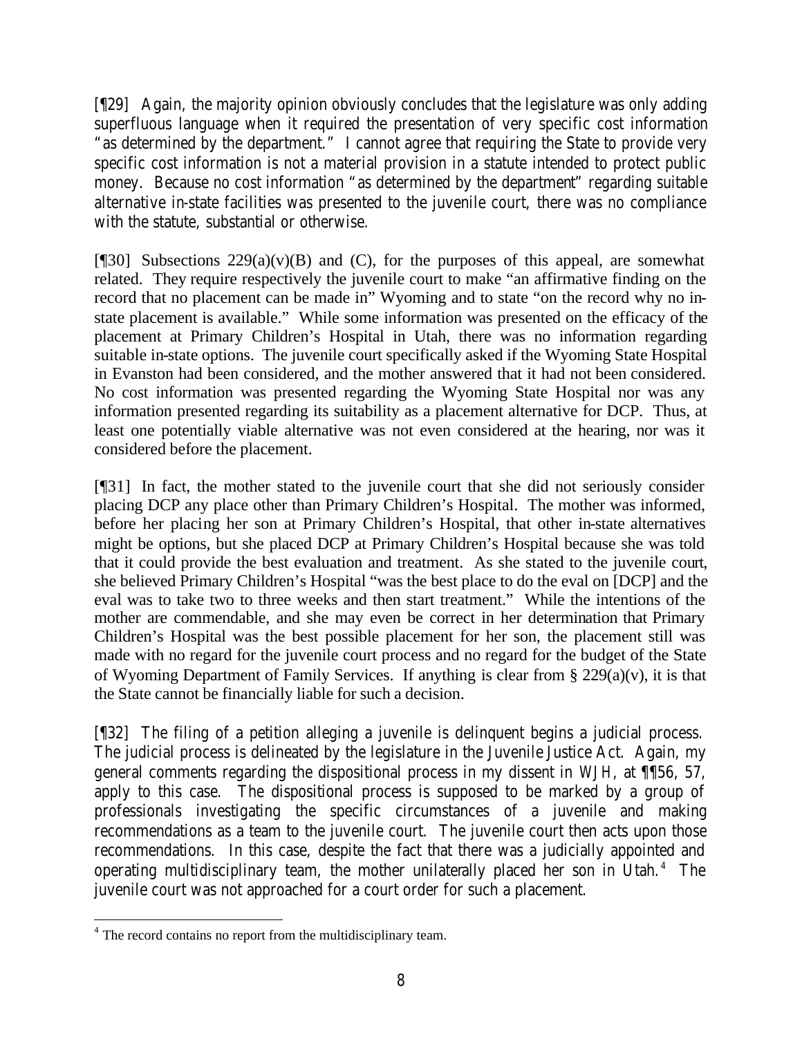[¶29] Again, the majority opinion obviously concludes that the legislature was only adding superfluous language when it required the presentation of very specific cost information "as determined by the department." I cannot agree that requiring the State to provide very specific cost information is not a material provision in a statute intended to protect public money. Because no cost information "as determined by the department" regarding suitable alternative in-state facilities was presented to the juvenile court, there was no compliance with the statute, substantial or otherwise.

[¶30] Subsections 229(a)(v)(B) and (C), for the purposes of this appeal, are somewhat related. They require respectively the juvenile court to make "an affirmative finding on the record that no placement can be made in" Wyoming and to state "on the record why no in-state placement is available." While some information was presented on the efficacy of the placement at Primary Children's Hospital in Utah, there was no information regarding suitable in-state options. The juvenile court specifically asked if the Wyoming State Hospital in Evanston had been considered, and the mother answered that it had not been considered. No cost information was presented regarding the Wyoming State Hospital nor was any information presented regarding its suitability as a placement alternative for DCP. Thus, at least one potentially viable alternative was not even considered at the hearing, nor was it considered before the placement.

[¶31] In fact, the mother stated to the juvenile court that she did not seriously consider placing DCP any place other than Primary Children's Hospital. The mother was informed, before her placing her son at Primary Children's Hospital, that other in-state alternatives might be options, but she placed DCP at Primary Children's Hospital because she was told that it could provide the best evaluation and treatment. As she stated to the juvenile court, she believed Primary Children's Hospital "was the best place to do the eval on [DCP] and the eval was to take two to three weeks and then start treatment." While the intentions of the mother are commendable, and she may even be correct in her determination that Primary Children's Hospital was the best possible placement for her son, the placement still was made with no regard for the juvenile court process and no regard for the budget of the State of Wyoming Department of Family Services. If anything is clear from § 229(a)(v), it is that the State cannot be financially liable for such a decision.

[¶32] The filing of a petition alleging a juvenile is delinquent begins a judicial process. The judicial process is delineated by the legislature in the Juvenile Justice Act. Again, my general comments regarding the dispositional process in my dissent in *WJH*, at ¶¶56, 57, apply to this case. The dispositional process is supposed to be marked by a group of professionals investigating the specific circumstances of a juvenile and making recommendations as a team to the juvenile court. The juvenile court then acts upon those recommendations. In this case, despite the fact that there was a judicially appointed and operating multidisciplinary team, the mother unilaterally placed her son in Utah.[4] The juvenile court was not approached for a court order for such a placement.

[4] The record contains no report from the multidisciplinary team.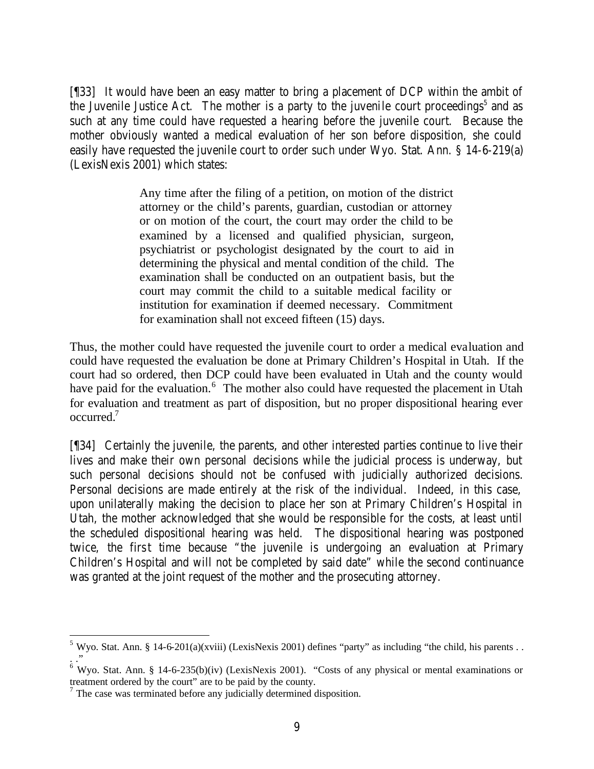[¶33] It would have been an easy matter to bring a placement of DCP within the ambit of the Juvenile Justice Act. The mother is a party to the juvenile court proceedings[5] and as such at any time could have requested a hearing before the juvenile court. Because the mother obviously wanted a medical evaluation of her son before disposition, she could easily have requested the juvenile court to order such under Wyo. Stat. Ann. § 14-6-219(a) (LexisNexis 2001) which states:

> Any time after the filing of a petition, on motion of the district attorney or the child's parents, guardian, custodian or attorney or on motion of the court, the court may order the child to be examined by a licensed and qualified physician, surgeon, psychiatrist or psychologist designated by the court to aid in determining the physical and mental condition of the child. The examination shall be conducted on an outpatient basis, but the court may commit the child to a suitable medical facility or institution for examination if deemed necessary. Commitment for examination shall not exceed fifteen (15) days.

Thus, the mother could have requested the juvenile court to order a medical evaluation and could have requested the evaluation be done at Primary Children's Hospital in Utah. If the court had so ordered, then DCP could have been evaluated in Utah and the county would have paid for the evaluation.[6] The mother also could have requested the placement in Utah for evaluation and treatment as part of disposition, but no proper dispositional hearing ever occurred.[7]

[¶34] Certainly the juvenile, the parents, and other interested parties continue to live their lives and make their own personal decisions while the judicial process is underway, but such personal decisions should not be confused with judicially authorized decisions. Personal decisions are made entirely at the risk of the individual. Indeed, in this case, upon unilaterally making the decision to place her son at Primary Children's Hospital in Utah, the mother acknowledged that she would be responsible for the costs, at least until the scheduled dispositional hearing was held. The dispositional hearing was postponed twice, the first time because "the juvenile is undergoing an evaluation at Primary Children's Hospital and will not be completed by said date" while the second continuance was granted at the joint request of the mother and the prosecuting attorney.

---

[5] Wyo. Stat. Ann. § 14-6-201(a)(xviii) (LexisNexis 2001) defines "party" as including "the child, his parents . . . ."

[6] Wyo. Stat. Ann. § 14-6-235(b)(iv) (LexisNexis 2001). "Costs of any physical or mental examinations or treatment ordered by the court" are to be paid by the county.

[7] The case was terminated before any judicially determined disposition.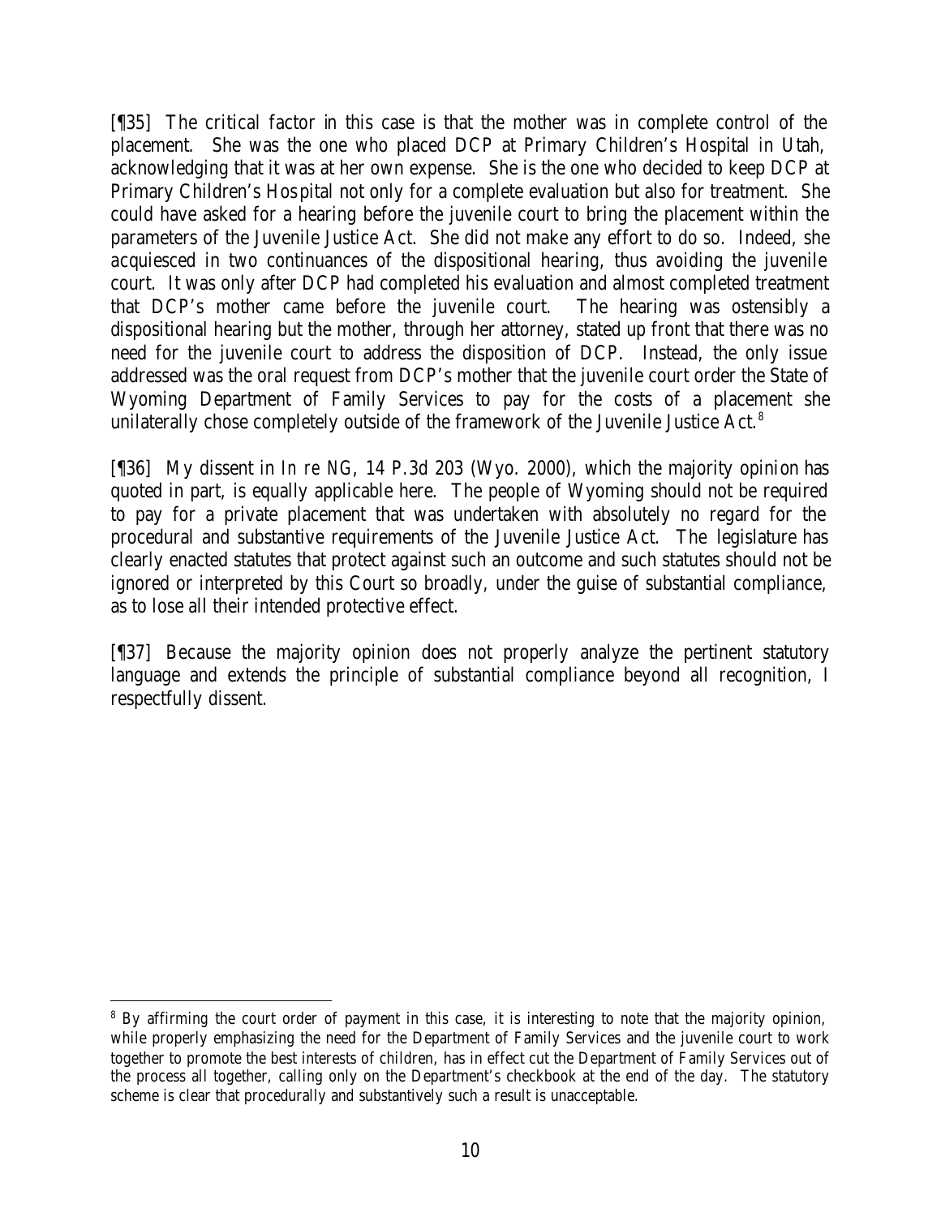[¶35] The critical factor in this case is that the mother was in complete control of the placement. She was the one who placed DCP at Primary Children's Hospital in Utah, acknowledging that it was at her own expense. She is the one who decided to keep DCP at Primary Children's Hospital not only for a complete evaluation but also for treatment. She could have asked for a hearing before the juvenile court to bring the placement within the parameters of the Juvenile Justice Act. She did not make any effort to do so. Indeed, she acquiesced in two continuances of the dispositional hearing, thus avoiding the juvenile court. It was only after DCP had completed his evaluation and almost completed treatment that DCP's mother came before the juvenile court. The hearing was ostensibly a dispositional hearing but the mother, through her attorney, stated up front that there was no need for the juvenile court to address the disposition of DCP. Instead, the only issue addressed was the oral request from DCP's mother that the juvenile court order the State of Wyoming Department of Family Services to pay for the costs of a placement she unilaterally chose completely outside of the framework of the Juvenile Justice Act.[8]

[¶36] My dissent in *In re NG*, 14 P.3d 203 (Wyo. 2000), which the majority opinion has quoted in part, is equally applicable here. The people of Wyoming should not be required to pay for a private placement that was undertaken with absolutely no regard for the procedural and substantive requirements of the Juvenile Justice Act. The legislature has clearly enacted statutes that protect against such an outcome and such statutes should not be ignored or interpreted by this Court so broadly, under the guise of substantial compliance, as to lose all their intended protective effect.

[¶37] Because the majority opinion does not properly analyze the pertinent statutory language and extends the principle of substantial compliance beyond all recognition, I respectfully dissent.

---

[8] By affirming the court order of payment in this case, it is interesting to note that the majority opinion, while properly emphasizing the need for the Department of Family Services and the juvenile court to work together to promote the best interests of children, has in effect cut the Department of Family Services out of the process all together, calling only on the Department's checkbook at the end of the day. The statutory scheme is clear that procedurally and substantively such a result is unacceptable.